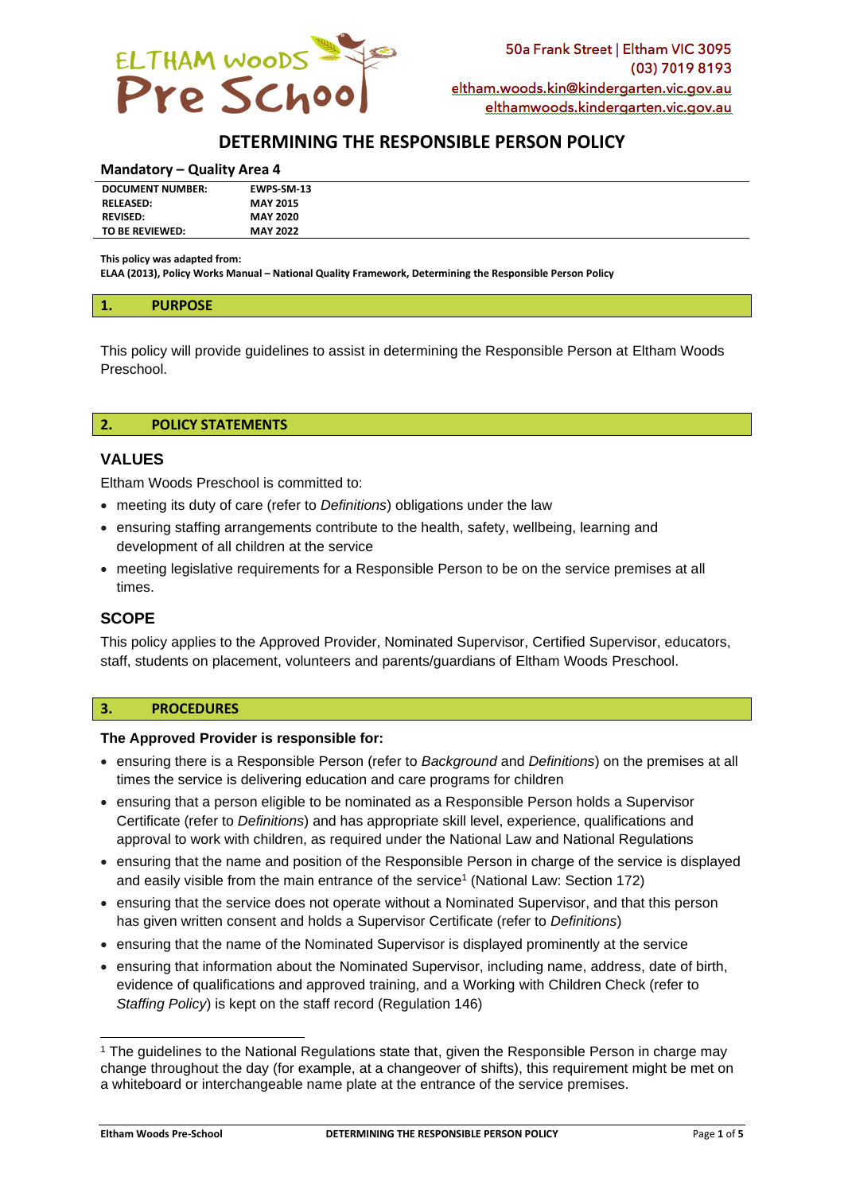ELTHAM WOODS Pre School

50a Frank Street | Eltham VIC 3095
(03) 7019 8193
eltham.woods.kin@kindergarten.vic.gov.au
elthamwoods.kindergarten.vic.gov.au

# DETERMINING THE RESPONSIBLE PERSON POLICY

**Mandatory – Quality Area 4**

| | |
|---|---|
| **DOCUMENT NUMBER:** | **EWPS-SM-13** |
| **RELEASED:** | **MAY 2015** |
| **REVISED:** | **MAY 2020** |
| **TO BE REVIEWED:** | **MAY 2022** |

**This policy was adapted from:**
**ELAA (2013), Policy Works Manual – National Quality Framework, Determining the Responsible Person Policy**

## 1. PURPOSE

This policy will provide guidelines to assist in determining the Responsible Person at Eltham Woods Preschool.

## 2. POLICY STATEMENTS

### VALUES

Eltham Woods Preschool is committed to:

- meeting its duty of care (refer to *Definitions*) obligations under the law
- ensuring staffing arrangements contribute to the health, safety, wellbeing, learning and development of all children at the service
- meeting legislative requirements for a Responsible Person to be on the service premises at all times.

### SCOPE

This policy applies to the Approved Provider, Nominated Supervisor, Certified Supervisor, educators, staff, students on placement, volunteers and parents/guardians of Eltham Woods Preschool.

## 3. PROCEDURES

**The Approved Provider is responsible for:**

- ensuring there is a Responsible Person (refer to *Background* and *Definitions*) on the premises at all times the service is delivering education and care programs for children
- ensuring that a person eligible to be nominated as a Responsible Person holds a Supervisor Certificate (refer to *Definitions*) and has appropriate skill level, experience, qualifications and approval to work with children, as required under the National Law and National Regulations
- ensuring that the name and position of the Responsible Person in charge of the service is displayed and easily visible from the main entrance of the service[1] (National Law: Section 172)
- ensuring that the service does not operate without a Nominated Supervisor, and that this person has given written consent and holds a Supervisor Certificate (refer to *Definitions*)
- ensuring that the name of the Nominated Supervisor is displayed prominently at the service
- ensuring that information about the Nominated Supervisor, including name, address, date of birth, evidence of qualifications and approved training, and a Working with Children Check (refer to *Staffing Policy*) is kept on the staff record (Regulation 146)

[1] The guidelines to the National Regulations state that, given the Responsible Person in charge may change throughout the day (for example, at a changeover of shifts), this requirement might be met on a whiteboard or interchangeable name plate at the entrance of the service premises.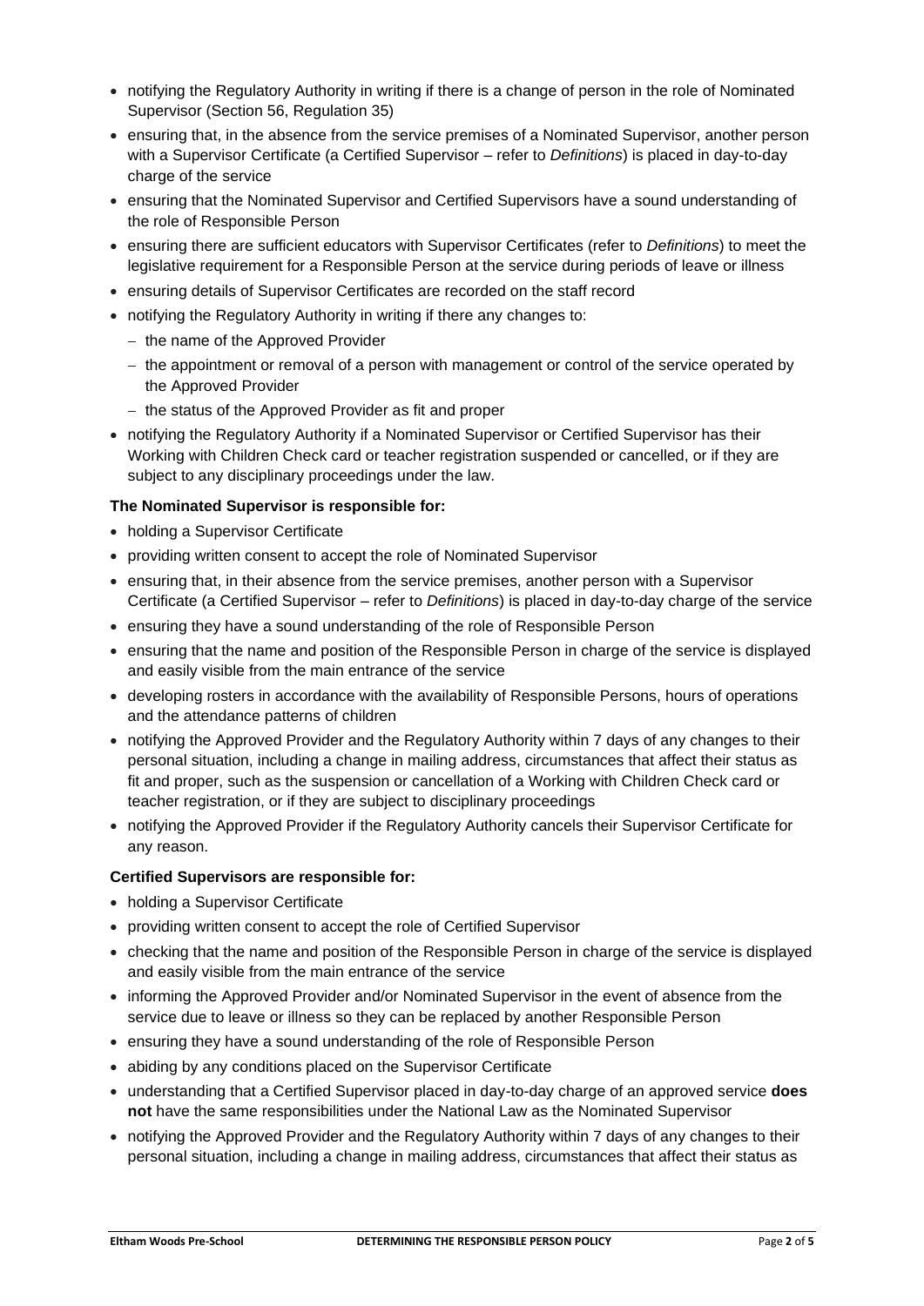- notifying the Regulatory Authority in writing if there is a change of person in the role of Nominated Supervisor (Section 56, Regulation 35)
- ensuring that, in the absence from the service premises of a Nominated Supervisor, another person with a Supervisor Certificate (a Certified Supervisor – refer to *Definitions*) is placed in day-to-day charge of the service
- ensuring that the Nominated Supervisor and Certified Supervisors have a sound understanding of the role of Responsible Person
- ensuring there are sufficient educators with Supervisor Certificates (refer to *Definitions*) to meet the legislative requirement for a Responsible Person at the service during periods of leave or illness
- ensuring details of Supervisor Certificates are recorded on the staff record
- notifying the Regulatory Authority in writing if there any changes to:
  - the name of the Approved Provider
  - the appointment or removal of a person with management or control of the service operated by the Approved Provider
  - the status of the Approved Provider as fit and proper
- notifying the Regulatory Authority if a Nominated Supervisor or Certified Supervisor has their Working with Children Check card or teacher registration suspended or cancelled, or if they are subject to any disciplinary proceedings under the law.

**The Nominated Supervisor is responsible for:**

- holding a Supervisor Certificate
- providing written consent to accept the role of Nominated Supervisor
- ensuring that, in their absence from the service premises, another person with a Supervisor Certificate (a Certified Supervisor – refer to *Definitions*) is placed in day-to-day charge of the service
- ensuring they have a sound understanding of the role of Responsible Person
- ensuring that the name and position of the Responsible Person in charge of the service is displayed and easily visible from the main entrance of the service
- developing rosters in accordance with the availability of Responsible Persons, hours of operations and the attendance patterns of children
- notifying the Approved Provider and the Regulatory Authority within 7 days of any changes to their personal situation, including a change in mailing address, circumstances that affect their status as fit and proper, such as the suspension or cancellation of a Working with Children Check card or teacher registration, or if they are subject to disciplinary proceedings
- notifying the Approved Provider if the Regulatory Authority cancels their Supervisor Certificate for any reason.

**Certified Supervisors are responsible for:**

- holding a Supervisor Certificate
- providing written consent to accept the role of Certified Supervisor
- checking that the name and position of the Responsible Person in charge of the service is displayed and easily visible from the main entrance of the service
- informing the Approved Provider and/or Nominated Supervisor in the event of absence from the service due to leave or illness so they can be replaced by another Responsible Person
- ensuring they have a sound understanding of the role of Responsible Person
- abiding by any conditions placed on the Supervisor Certificate
- understanding that a Certified Supervisor placed in day-to-day charge of an approved service **does not** have the same responsibilities under the National Law as the Nominated Supervisor
- notifying the Approved Provider and the Regulatory Authority within 7 days of any changes to their personal situation, including a change in mailing address, circumstances that affect their status as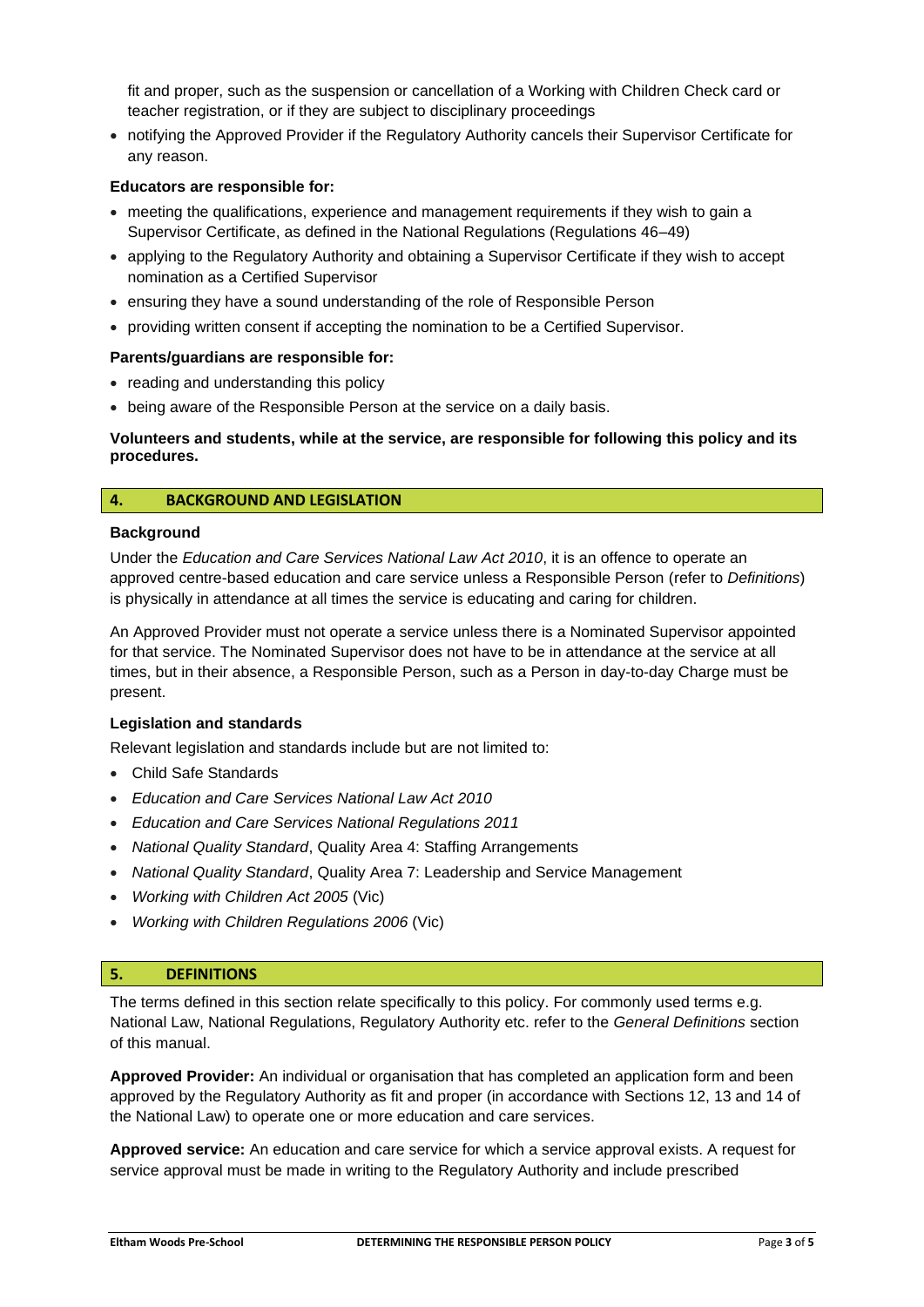fit and proper, such as the suspension or cancellation of a Working with Children Check card or teacher registration, or if they are subject to disciplinary proceedings

- notifying the Approved Provider if the Regulatory Authority cancels their Supervisor Certificate for any reason.

**Educators are responsible for:**

- meeting the qualifications, experience and management requirements if they wish to gain a Supervisor Certificate, as defined in the National Regulations (Regulations 46–49)
- applying to the Regulatory Authority and obtaining a Supervisor Certificate if they wish to accept nomination as a Certified Supervisor
- ensuring they have a sound understanding of the role of Responsible Person
- providing written consent if accepting the nomination to be a Certified Supervisor.

**Parents/guardians are responsible for:**

- reading and understanding this policy
- being aware of the Responsible Person at the service on a daily basis.

**Volunteers and students, while at the service, are responsible for following this policy and its procedures.**

## 4. BACKGROUND AND LEGISLATION

**Background**

Under the *Education and Care Services National Law Act 2010*, it is an offence to operate an approved centre-based education and care service unless a Responsible Person (refer to *Definitions*) is physically in attendance at all times the service is educating and caring for children.

An Approved Provider must not operate a service unless there is a Nominated Supervisor appointed for that service. The Nominated Supervisor does not have to be in attendance at the service at all times, but in their absence, a Responsible Person, such as a Person in day-to-day Charge must be present.

**Legislation and standards**

Relevant legislation and standards include but are not limited to:

- Child Safe Standards
- *Education and Care Services National Law Act 2010*
- *Education and Care Services National Regulations 2011*
- *National Quality Standard*, Quality Area 4: Staffing Arrangements
- *National Quality Standard*, Quality Area 7: Leadership and Service Management
- *Working with Children Act 2005* (Vic)
- *Working with Children Regulations 2006* (Vic)

## 5. DEFINITIONS

The terms defined in this section relate specifically to this policy. For commonly used terms e.g. National Law, National Regulations, Regulatory Authority etc. refer to the *General Definitions* section of this manual.

**Approved Provider:** An individual or organisation that has completed an application form and been approved by the Regulatory Authority as fit and proper (in accordance with Sections 12, 13 and 14 of the National Law) to operate one or more education and care services.

**Approved service:** An education and care service for which a service approval exists. A request for service approval must be made in writing to the Regulatory Authority and include prescribed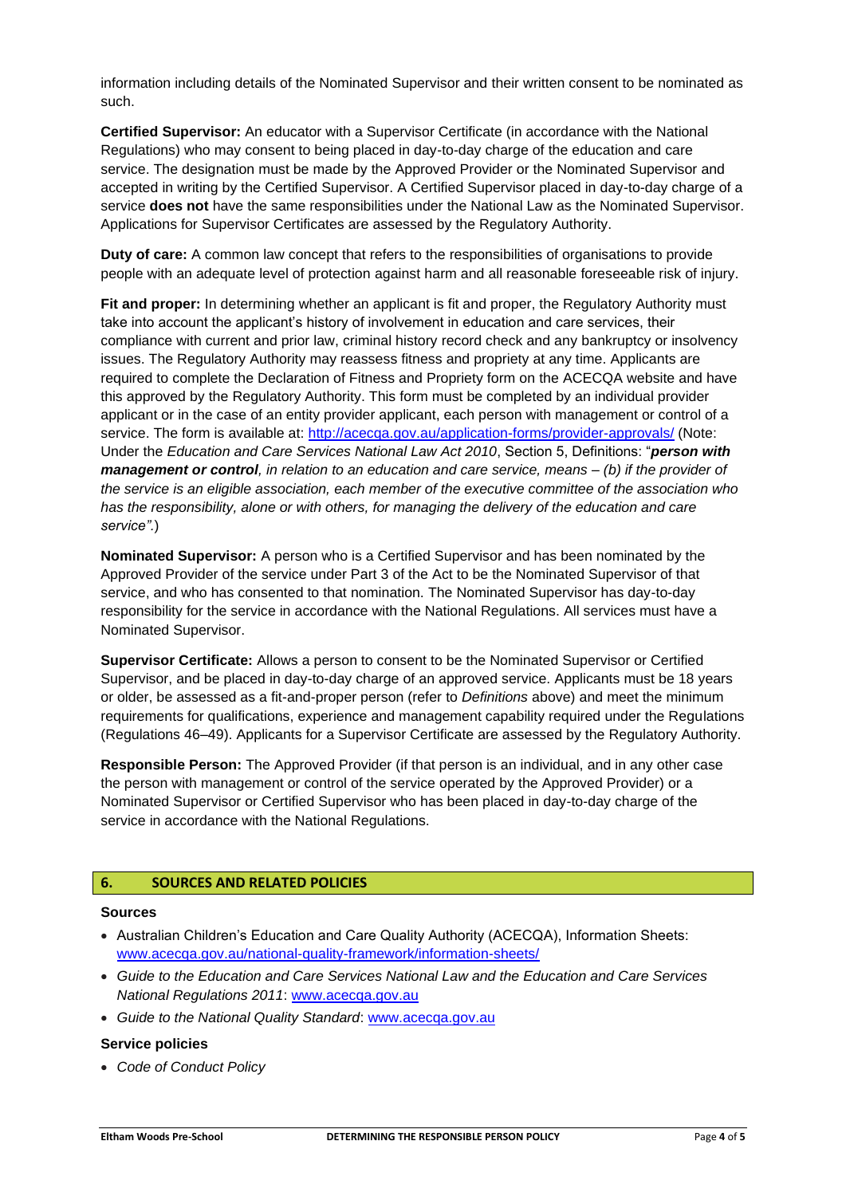information including details of the Nominated Supervisor and their written consent to be nominated as such.

**Certified Supervisor:** An educator with a Supervisor Certificate (in accordance with the National Regulations) who may consent to being placed in day-to-day charge of the education and care service. The designation must be made by the Approved Provider or the Nominated Supervisor and accepted in writing by the Certified Supervisor. A Certified Supervisor placed in day-to-day charge of a service **does not** have the same responsibilities under the National Law as the Nominated Supervisor. Applications for Supervisor Certificates are assessed by the Regulatory Authority.

**Duty of care:** A common law concept that refers to the responsibilities of organisations to provide people with an adequate level of protection against harm and all reasonable foreseeable risk of injury.

**Fit and proper:** In determining whether an applicant is fit and proper, the Regulatory Authority must take into account the applicant's history of involvement in education and care services, their compliance with current and prior law, criminal history record check and any bankruptcy or insolvency issues. The Regulatory Authority may reassess fitness and propriety at any time. Applicants are required to complete the Declaration of Fitness and Propriety form on the ACECQA website and have this approved by the Regulatory Authority. This form must be completed by an individual provider applicant or in the case of an entity provider applicant, each person with management or control of a service. The form is available at: http://acecqa.gov.au/application-forms/provider-approvals/ (Note: Under the *Education and Care Services National Law Act 2010*, Section 5, Definitions: "***person with management or control****, in relation to an education and care service, means – (b) if the provider of the service is an eligible association, each member of the executive committee of the association who has the responsibility, alone or with others, for managing the delivery of the education and care service".*)

**Nominated Supervisor:** A person who is a Certified Supervisor and has been nominated by the Approved Provider of the service under Part 3 of the Act to be the Nominated Supervisor of that service, and who has consented to that nomination. The Nominated Supervisor has day-to-day responsibility for the service in accordance with the National Regulations. All services must have a Nominated Supervisor.

**Supervisor Certificate:** Allows a person to consent to be the Nominated Supervisor or Certified Supervisor, and be placed in day-to-day charge of an approved service. Applicants must be 18 years or older, be assessed as a fit-and-proper person (refer to *Definitions* above) and meet the minimum requirements for qualifications, experience and management capability required under the Regulations (Regulations 46–49). Applicants for a Supervisor Certificate are assessed by the Regulatory Authority.

**Responsible Person:** The Approved Provider (if that person is an individual, and in any other case the person with management or control of the service operated by the Approved Provider) or a Nominated Supervisor or Certified Supervisor who has been placed in day-to-day charge of the service in accordance with the National Regulations.

## 6. SOURCES AND RELATED POLICIES

### Sources

- Australian Children's Education and Care Quality Authority (ACECQA), Information Sheets: www.acecqa.gov.au/national-quality-framework/information-sheets/
- *Guide to the Education and Care Services National Law and the Education and Care Services National Regulations 2011*: www.acecqa.gov.au
- *Guide to the National Quality Standard*: www.acecqa.gov.au

### Service policies

- *Code of Conduct Policy*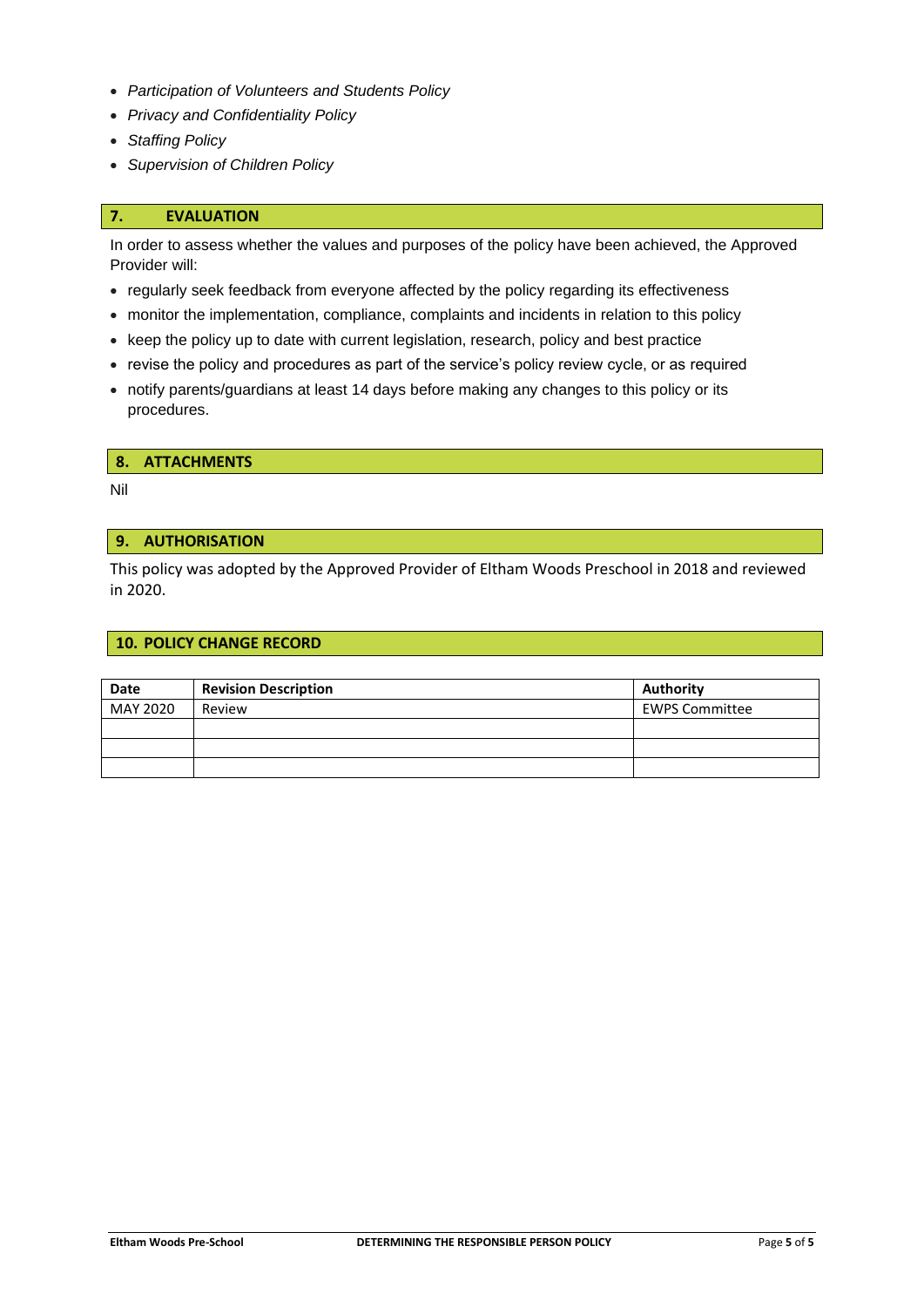- *Participation of Volunteers and Students Policy*
- *Privacy and Confidentiality Policy*
- *Staffing Policy*
- *Supervision of Children Policy*

## 7. EVALUATION

In order to assess whether the values and purposes of the policy have been achieved, the Approved Provider will:

- regularly seek feedback from everyone affected by the policy regarding its effectiveness
- monitor the implementation, compliance, complaints and incidents in relation to this policy
- keep the policy up to date with current legislation, research, policy and best practice
- revise the policy and procedures as part of the service's policy review cycle, or as required
- notify parents/guardians at least 14 days before making any changes to this policy or its procedures.

## 8. ATTACHMENTS

Nil

## 9. AUTHORISATION

This policy was adopted by the Approved Provider of Eltham Woods Preschool in 2018 and reviewed in 2020.

## 10. POLICY CHANGE RECORD

| Date | Revision Description | Authority |
|---|---|---|
| MAY 2020 | Review | EWPS Committee |
| | | |
| | | |
| | | |